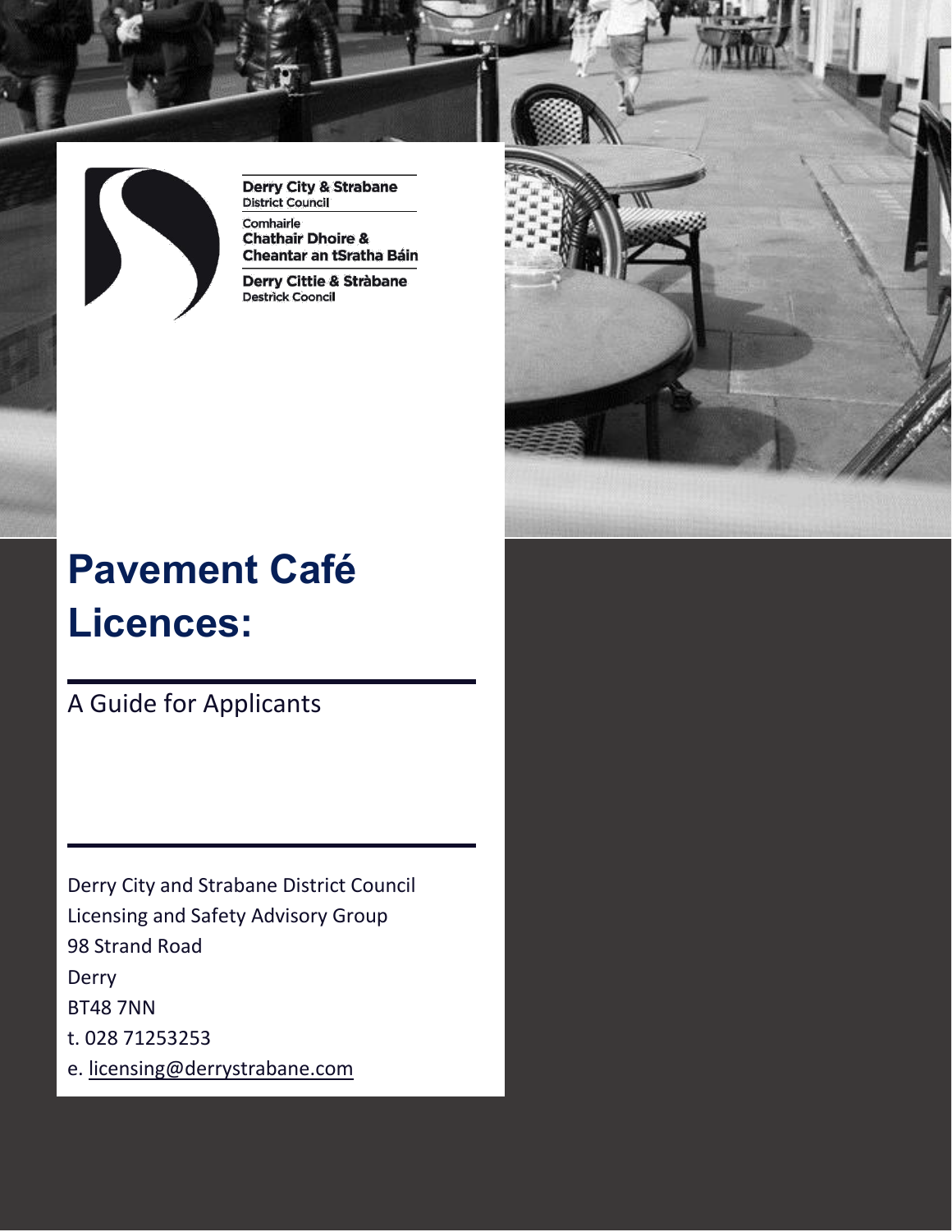Derry City & Strabane
District Council

Comhairle
Chathair Dhoire &
Cheantar an tSratha Báin

Derry Cittie & Stràbane
Destrìck Cooncil

# Pavement Café Licences:

A Guide for Applicants

Derry City and Strabane District Council
Licensing and Safety Advisory Group
98 Strand Road
Derry
BT48 7NN
t. 028 71253253
e. licensing@derrystrabane.com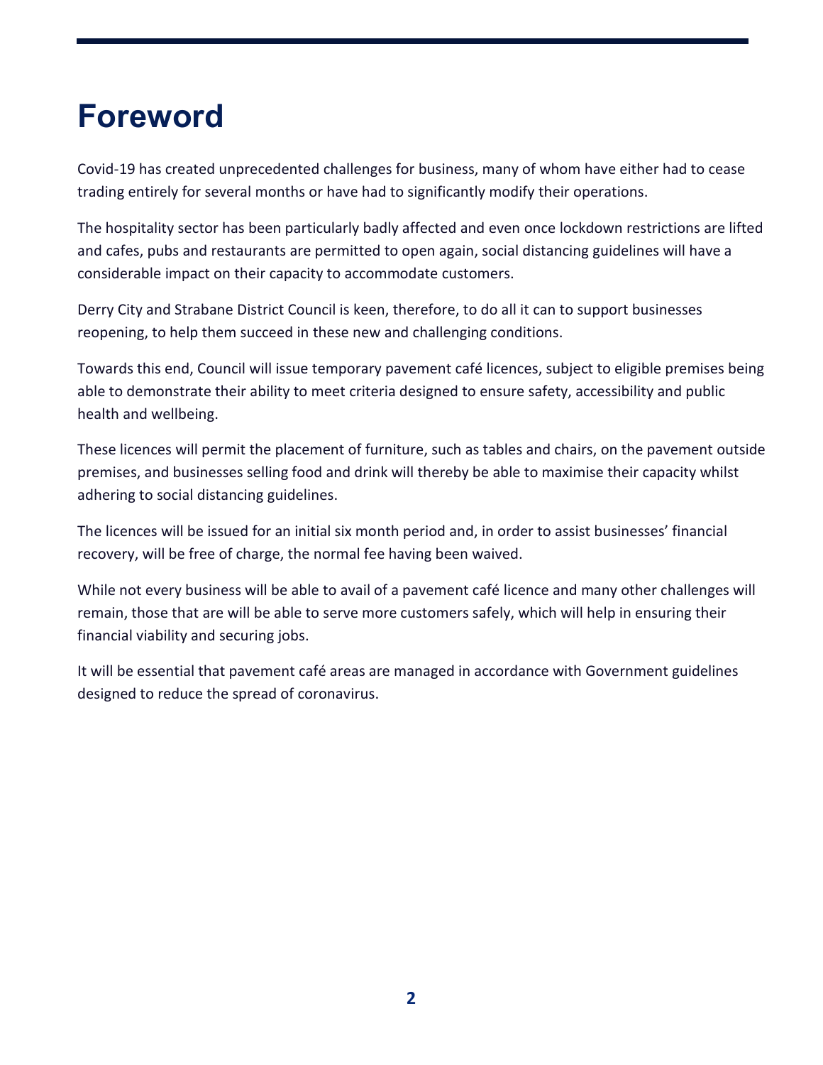# Foreword

Covid-19 has created unprecedented challenges for business, many of whom have either had to cease trading entirely for several months or have had to significantly modify their operations.

The hospitality sector has been particularly badly affected and even once lockdown restrictions are lifted and cafes, pubs and restaurants are permitted to open again, social distancing guidelines will have a considerable impact on their capacity to accommodate customers.

Derry City and Strabane District Council is keen, therefore, to do all it can to support businesses reopening, to help them succeed in these new and challenging conditions.

Towards this end, Council will issue temporary pavement café licences, subject to eligible premises being able to demonstrate their ability to meet criteria designed to ensure safety, accessibility and public health and wellbeing.

These licences will permit the placement of furniture, such as tables and chairs, on the pavement outside premises, and businesses selling food and drink will thereby be able to maximise their capacity whilst adhering to social distancing guidelines.

The licences will be issued for an initial six month period and, in order to assist businesses' financial recovery, will be free of charge, the normal fee having been waived.

While not every business will be able to avail of a pavement café licence and many other challenges will remain, those that are will be able to serve more customers safely, which will help in ensuring their financial viability and securing jobs.

It will be essential that pavement café areas are managed in accordance with Government guidelines designed to reduce the spread of coronavirus.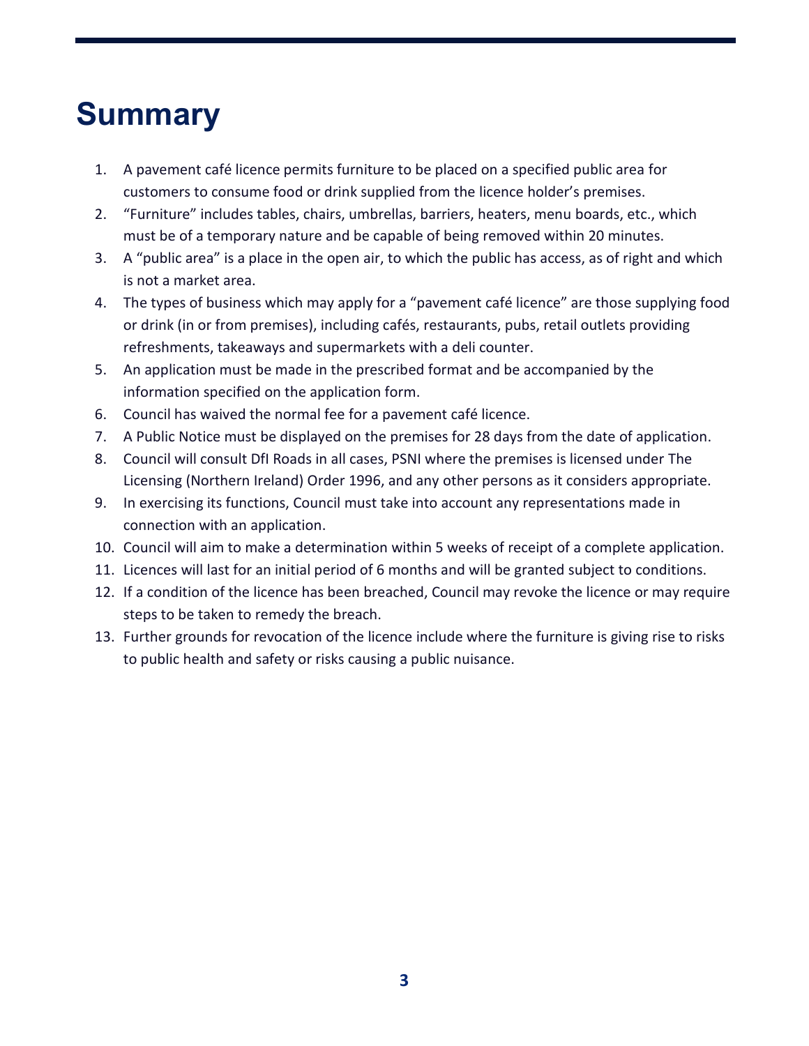# Summary

1. A pavement café licence permits furniture to be placed on a specified public area for customers to consume food or drink supplied from the licence holder's premises.
2. "Furniture" includes tables, chairs, umbrellas, barriers, heaters, menu boards, etc., which must be of a temporary nature and be capable of being removed within 20 minutes.
3. A "public area" is a place in the open air, to which the public has access, as of right and which is not a market area.
4. The types of business which may apply for a "pavement café licence" are those supplying food or drink (in or from premises), including cafés, restaurants, pubs, retail outlets providing refreshments, takeaways and supermarkets with a deli counter.
5. An application must be made in the prescribed format and be accompanied by the information specified on the application form.
6. Council has waived the normal fee for a pavement café licence.
7. A Public Notice must be displayed on the premises for 28 days from the date of application.
8. Council will consult DfI Roads in all cases, PSNI where the premises is licensed under The Licensing (Northern Ireland) Order 1996, and any other persons as it considers appropriate.
9. In exercising its functions, Council must take into account any representations made in connection with an application.
10. Council will aim to make a determination within 5 weeks of receipt of a complete application.
11. Licences will last for an initial period of 6 months and will be granted subject to conditions.
12. If a condition of the licence has been breached, Council may revoke the licence or may require steps to be taken to remedy the breach.
13. Further grounds for revocation of the licence include where the furniture is giving rise to risks to public health and safety or risks causing a public nuisance.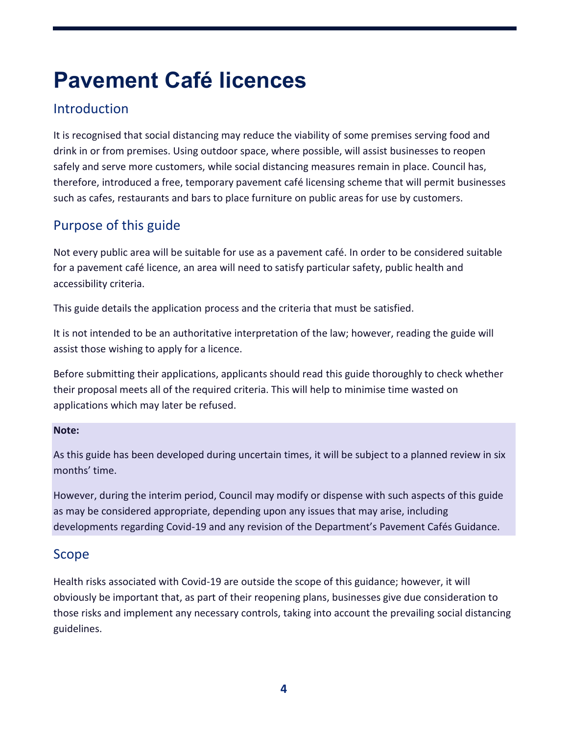# Pavement Café licences

## Introduction

It is recognised that social distancing may reduce the viability of some premises serving food and drink in or from premises. Using outdoor space, where possible, will assist businesses to reopen safely and serve more customers, while social distancing measures remain in place. Council has, therefore, introduced a free, temporary pavement café licensing scheme that will permit businesses such as cafes, restaurants and bars to place furniture on public areas for use by customers.

## Purpose of this guide

Not every public area will be suitable for use as a pavement café. In order to be considered suitable for a pavement café licence, an area will need to satisfy particular safety, public health and accessibility criteria.

This guide details the application process and the criteria that must be satisfied.

It is not intended to be an authoritative interpretation of the law; however, reading the guide will assist those wishing to apply for a licence.

Before submitting their applications, applicants should read this guide thoroughly to check whether their proposal meets all of the required criteria. This will help to minimise time wasted on applications which may later be refused.

**Note:**

As this guide has been developed during uncertain times, it will be subject to a planned review in six months' time.

However, during the interim period, Council may modify or dispense with such aspects of this guide as may be considered appropriate, depending upon any issues that may arise, including developments regarding Covid-19 and any revision of the Department's Pavement Cafés Guidance.

## Scope

Health risks associated with Covid-19 are outside the scope of this guidance; however, it will obviously be important that, as part of their reopening plans, businesses give due consideration to those risks and implement any necessary controls, taking into account the prevailing social distancing guidelines.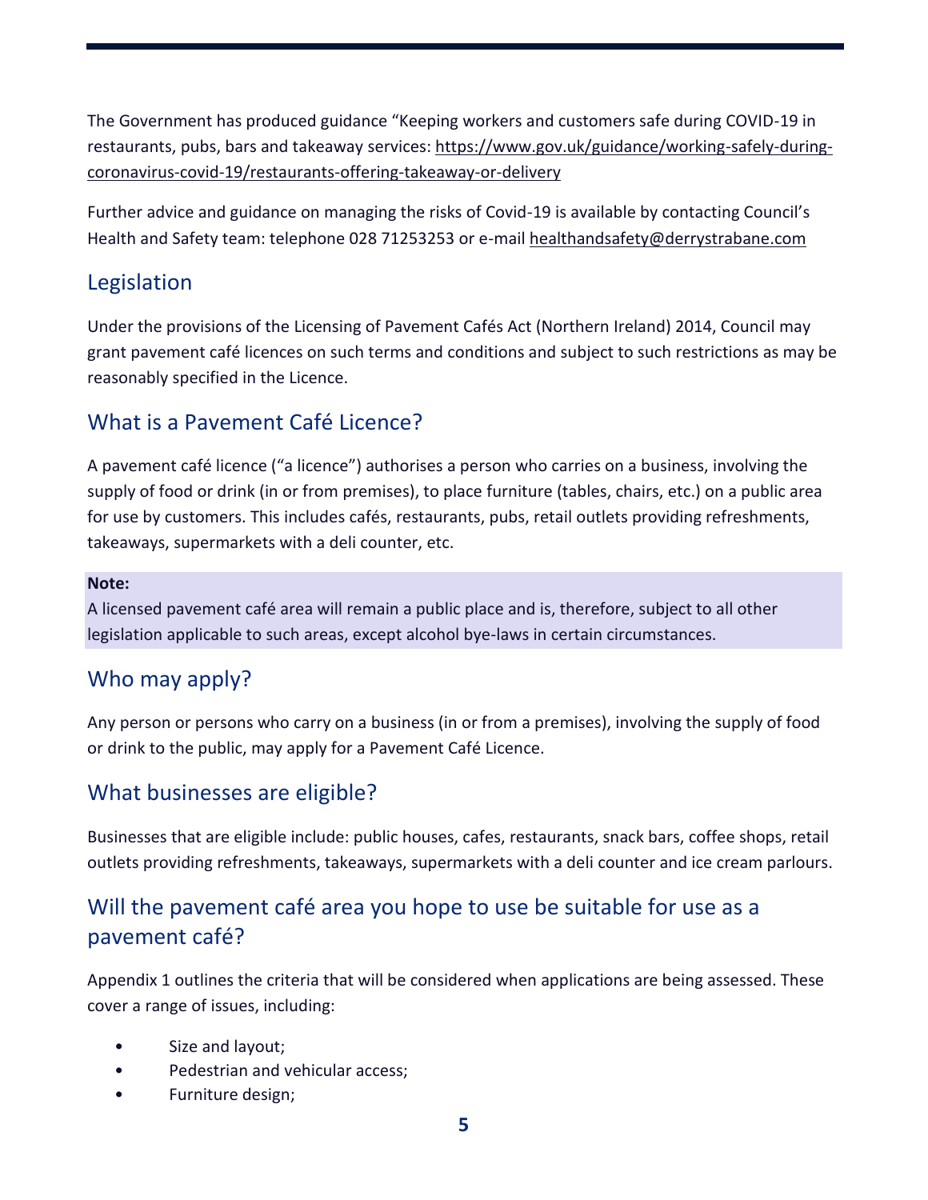The Government has produced guidance "Keeping workers and customers safe during COVID-19 in restaurants, pubs, bars and takeaway services: https://www.gov.uk/guidance/working-safely-during-coronavirus-covid-19/restaurants-offering-takeaway-or-delivery

Further advice and guidance on managing the risks of Covid-19 is available by contacting Council's Health and Safety team: telephone 028 71253253 or e-mail healthandsafety@derrystrabane.com

## Legislation

Under the provisions of the Licensing of Pavement Cafés Act (Northern Ireland) 2014, Council may grant pavement café licences on such terms and conditions and subject to such restrictions as may be reasonably specified in the Licence.

## What is a Pavement Café Licence?

A pavement café licence ("a licence") authorises a person who carries on a business, involving the supply of food or drink (in or from premises), to place furniture (tables, chairs, etc.) on a public area for use by customers. This includes cafés, restaurants, pubs, retail outlets providing refreshments, takeaways, supermarkets with a deli counter, etc.

**Note:**
A licensed pavement café area will remain a public place and is, therefore, subject to all other legislation applicable to such areas, except alcohol bye-laws in certain circumstances.

## Who may apply?

Any person or persons who carry on a business (in or from a premises), involving the supply of food or drink to the public, may apply for a Pavement Café Licence.

## What businesses are eligible?

Businesses that are eligible include: public houses, cafes, restaurants, snack bars, coffee shops, retail outlets providing refreshments, takeaways, supermarkets with a deli counter and ice cream parlours.

## Will the pavement café area you hope to use be suitable for use as a pavement café?

Appendix 1 outlines the criteria that will be considered when applications are being assessed. These cover a range of issues, including:

- Size and layout;
- Pedestrian and vehicular access;
- Furniture design;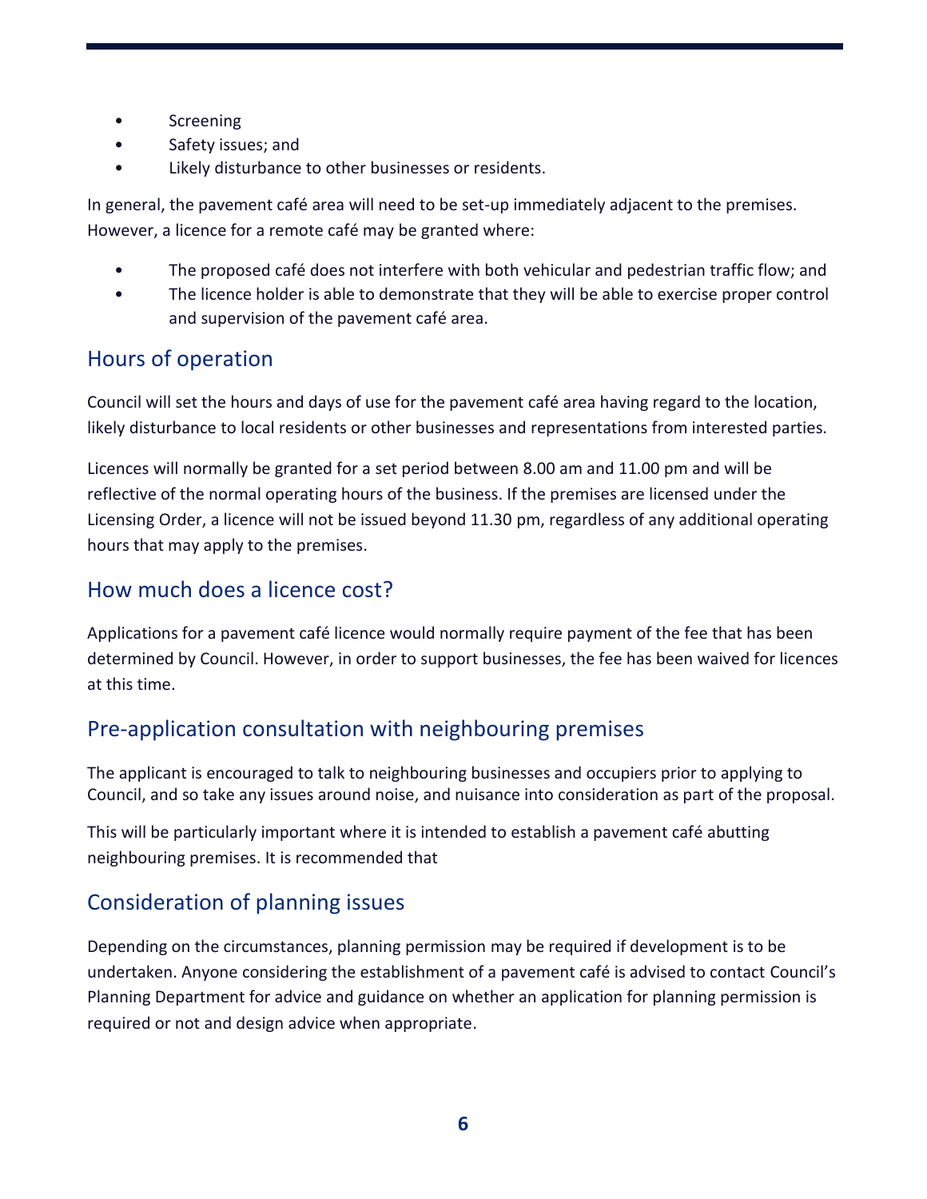- Screening
- Safety issues; and
- Likely disturbance to other businesses or residents.

In general, the pavement café area will need to be set-up immediately adjacent to the premises. However, a licence for a remote café may be granted where:

- The proposed café does not interfere with both vehicular and pedestrian traffic flow; and
- The licence holder is able to demonstrate that they will be able to exercise proper control and supervision of the pavement café area.

## Hours of operation

Council will set the hours and days of use for the pavement café area having regard to the location, likely disturbance to local residents or other businesses and representations from interested parties.

Licences will normally be granted for a set period between 8.00 am and 11.00 pm and will be reflective of the normal operating hours of the business. If the premises are licensed under the Licensing Order, a licence will not be issued beyond 11.30 pm, regardless of any additional operating hours that may apply to the premises.

## How much does a licence cost?

Applications for a pavement café licence would normally require payment of the fee that has been determined by Council. However, in order to support businesses, the fee has been waived for licences at this time.

## Pre-application consultation with neighbouring premises

The applicant is encouraged to talk to neighbouring businesses and occupiers prior to applying to Council, and so take any issues around noise, and nuisance into consideration as part of the proposal.

This will be particularly important where it is intended to establish a pavement café abutting neighbouring premises. It is recommended that

## Consideration of planning issues

Depending on the circumstances, planning permission may be required if development is to be undertaken. Anyone considering the establishment of a pavement café is advised to contact Council's Planning Department for advice and guidance on whether an application for planning permission is required or not and design advice when appropriate.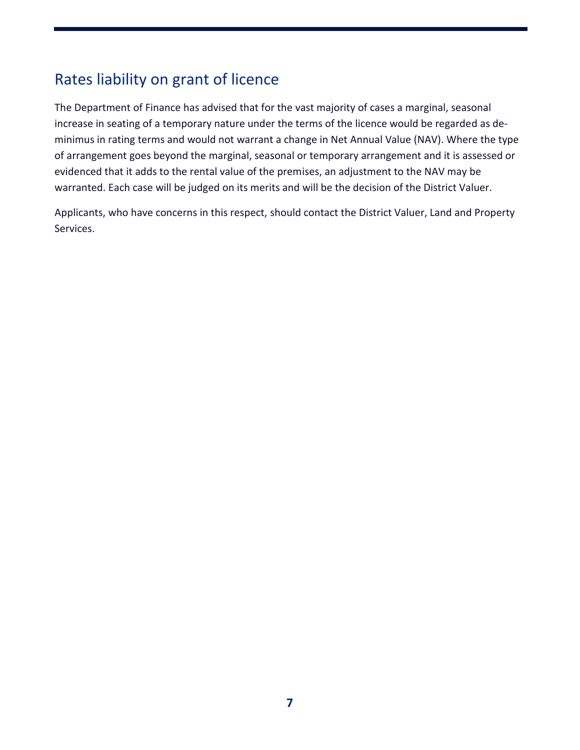## Rates liability on grant of licence

The Department of Finance has advised that for the vast majority of cases a marginal, seasonal increase in seating of a temporary nature under the terms of the licence would be regarded as de-minimus in rating terms and would not warrant a change in Net Annual Value (NAV). Where the type of arrangement goes beyond the marginal, seasonal or temporary arrangement and it is assessed or evidenced that it adds to the rental value of the premises, an adjustment to the NAV may be warranted. Each case will be judged on its merits and will be the decision of the District Valuer.

Applicants, who have concerns in this respect, should contact the District Valuer, Land and Property Services.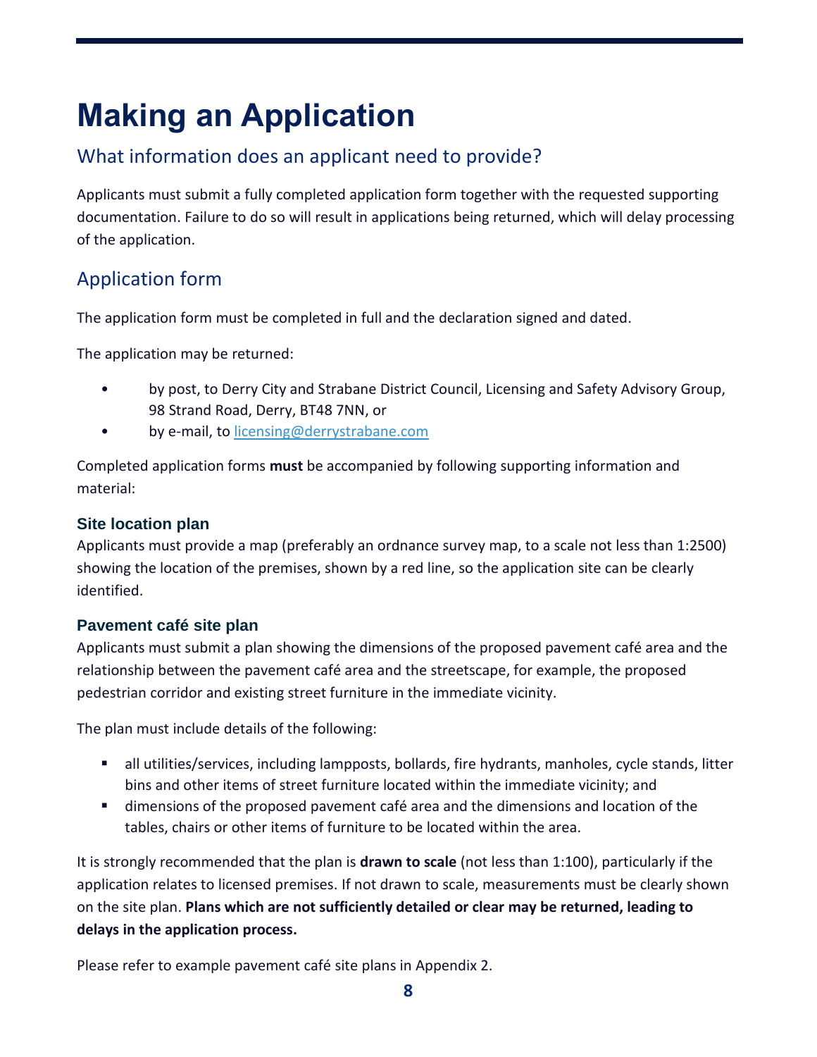# Making an Application

## What information does an applicant need to provide?

Applicants must submit a fully completed application form together with the requested supporting documentation. Failure to do so will result in applications being returned, which will delay processing of the application.

## Application form

The application form must be completed in full and the declaration signed and dated.

The application may be returned:

- by post, to Derry City and Strabane District Council, Licensing and Safety Advisory Group, 98 Strand Road, Derry, BT48 7NN, or
- by e-mail, to licensing@derrystrabane.com

Completed application forms **must** be accompanied by following supporting information and material:

### Site location plan

Applicants must provide a map (preferably an ordnance survey map, to a scale not less than 1:2500) showing the location of the premises, shown by a red line, so the application site can be clearly identified.

### Pavement café site plan

Applicants must submit a plan showing the dimensions of the proposed pavement café area and the relationship between the pavement café area and the streetscape, for example, the proposed pedestrian corridor and existing street furniture in the immediate vicinity.

The plan must include details of the following:

- all utilities/services, including lampposts, bollards, fire hydrants, manholes, cycle stands, litter bins and other items of street furniture located within the immediate vicinity; and
- dimensions of the proposed pavement café area and the dimensions and location of the tables, chairs or other items of furniture to be located within the area.

It is strongly recommended that the plan is **drawn to scale** (not less than 1:100), particularly if the application relates to licensed premises. If not drawn to scale, measurements must be clearly shown on the site plan. **Plans which are not sufficiently detailed or clear may be returned, leading to delays in the application process.**

Please refer to example pavement café site plans in Appendix 2.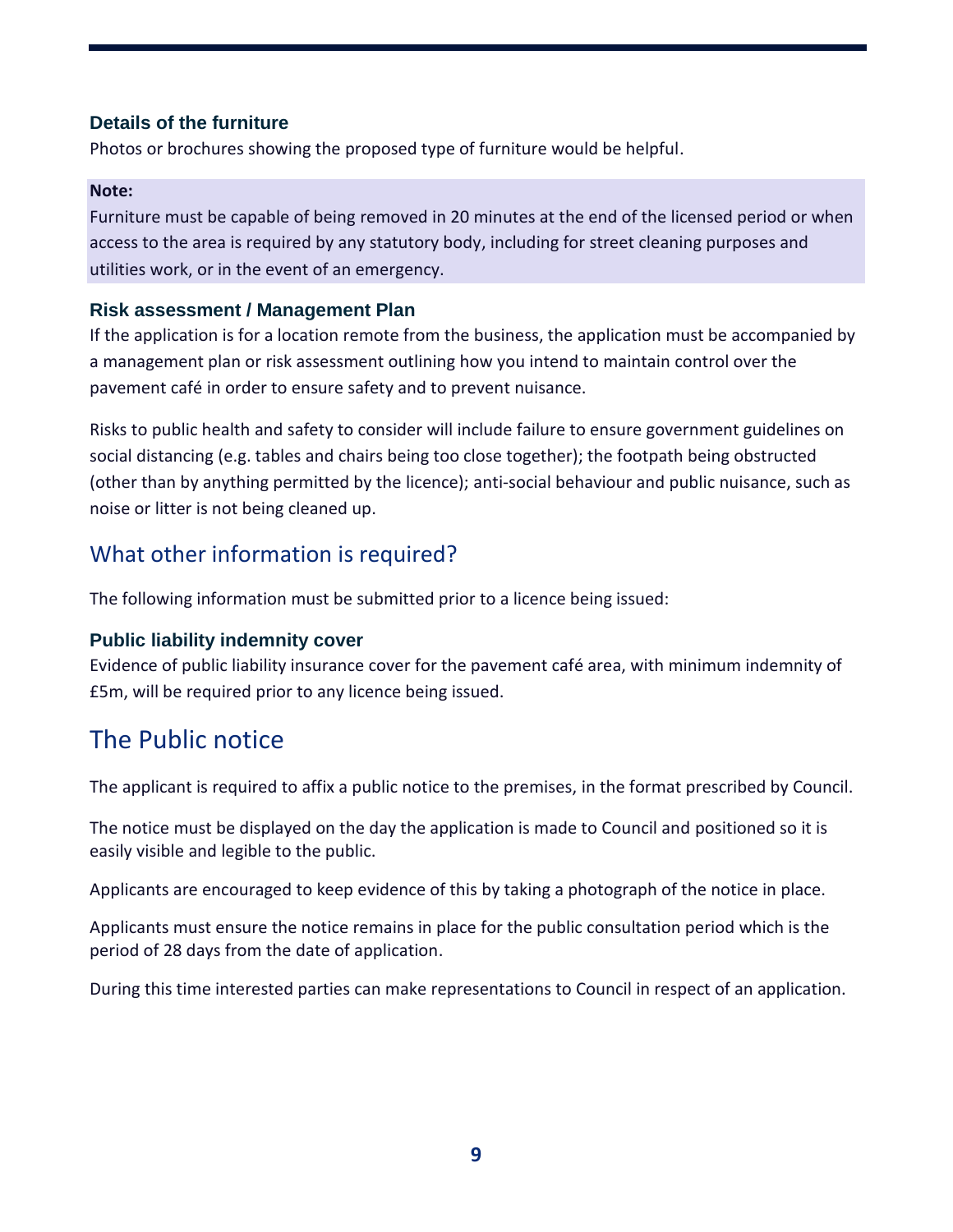### Details of the furniture

Photos or brochures showing the proposed type of furniture would be helpful.

**Note:**

Furniture must be capable of being removed in 20 minutes at the end of the licensed period or when access to the area is required by any statutory body, including for street cleaning purposes and utilities work, or in the event of an emergency.

### Risk assessment / Management Plan

If the application is for a location remote from the business, the application must be accompanied by a management plan or risk assessment outlining how you intend to maintain control over the pavement café in order to ensure safety and to prevent nuisance.

Risks to public health and safety to consider will include failure to ensure government guidelines on social distancing (e.g. tables and chairs being too close together); the footpath being obstructed (other than by anything permitted by the licence); anti-social behaviour and public nuisance, such as noise or litter is not being cleaned up.

## What other information is required?

The following information must be submitted prior to a licence being issued:

### Public liability indemnity cover

Evidence of public liability insurance cover for the pavement café area, with minimum indemnity of £5m, will be required prior to any licence being issued.

# The Public notice

The applicant is required to affix a public notice to the premises, in the format prescribed by Council.

The notice must be displayed on the day the application is made to Council and positioned so it is easily visible and legible to the public.

Applicants are encouraged to keep evidence of this by taking a photograph of the notice in place.

Applicants must ensure the notice remains in place for the public consultation period which is the period of 28 days from the date of application.

During this time interested parties can make representations to Council in respect of an application.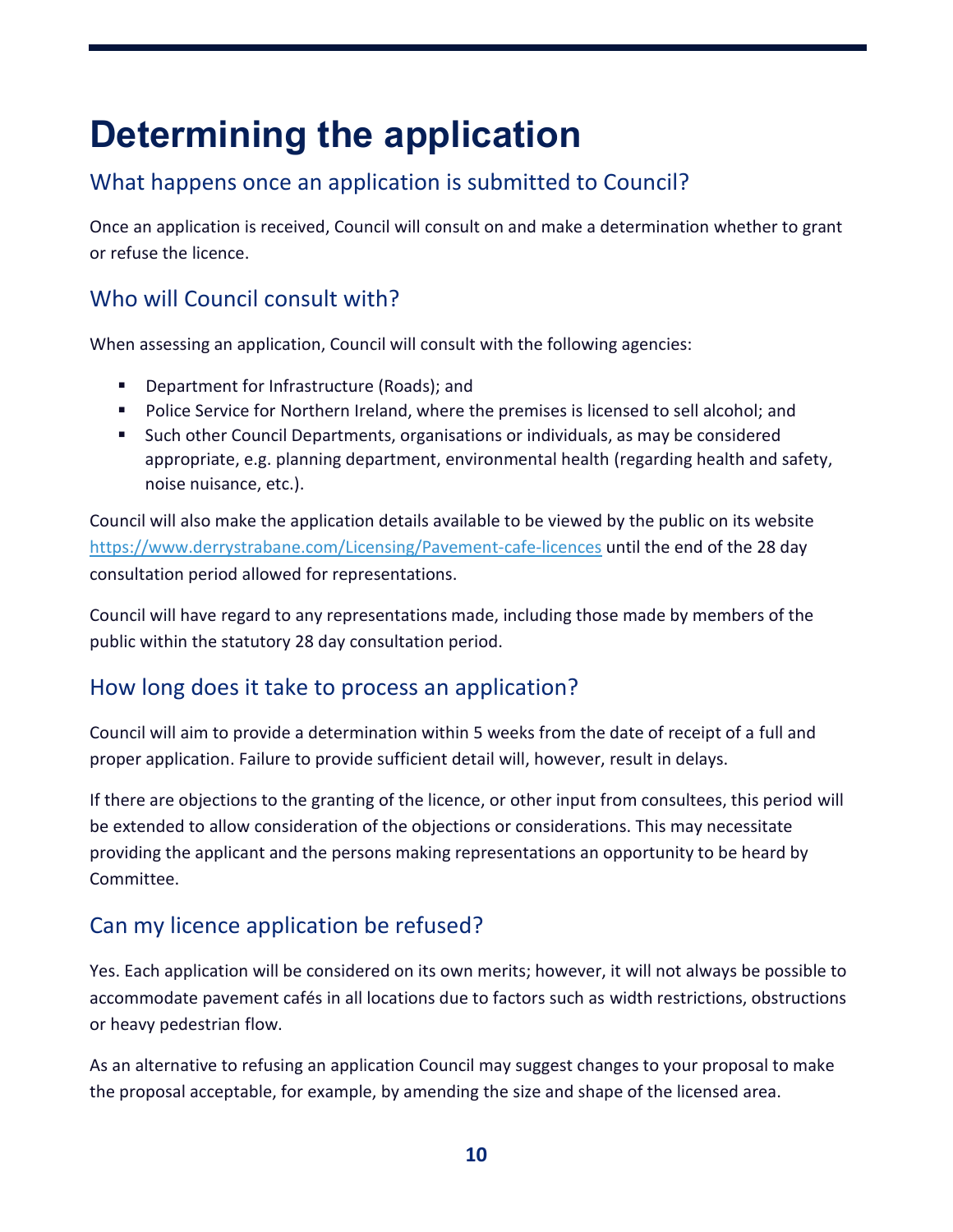# Determining the application

## What happens once an application is submitted to Council?

Once an application is received, Council will consult on and make a determination whether to grant or refuse the licence.

## Who will Council consult with?

When assessing an application, Council will consult with the following agencies:

- Department for Infrastructure (Roads); and
- Police Service for Northern Ireland, where the premises is licensed to sell alcohol; and
- Such other Council Departments, organisations or individuals, as may be considered appropriate, e.g. planning department, environmental health (regarding health and safety, noise nuisance, etc.).

Council will also make the application details available to be viewed by the public on its website https://www.derrystrabane.com/Licensing/Pavement-cafe-licences until the end of the 28 day consultation period allowed for representations.

Council will have regard to any representations made, including those made by members of the public within the statutory 28 day consultation period.

## How long does it take to process an application?

Council will aim to provide a determination within 5 weeks from the date of receipt of a full and proper application. Failure to provide sufficient detail will, however, result in delays.

If there are objections to the granting of the licence, or other input from consultees, this period will be extended to allow consideration of the objections or considerations. This may necessitate providing the applicant and the persons making representations an opportunity to be heard by Committee.

## Can my licence application be refused?

Yes. Each application will be considered on its own merits; however, it will not always be possible to accommodate pavement cafés in all locations due to factors such as width restrictions, obstructions or heavy pedestrian flow.

As an alternative to refusing an application Council may suggest changes to your proposal to make the proposal acceptable, for example, by amending the size and shape of the licensed area.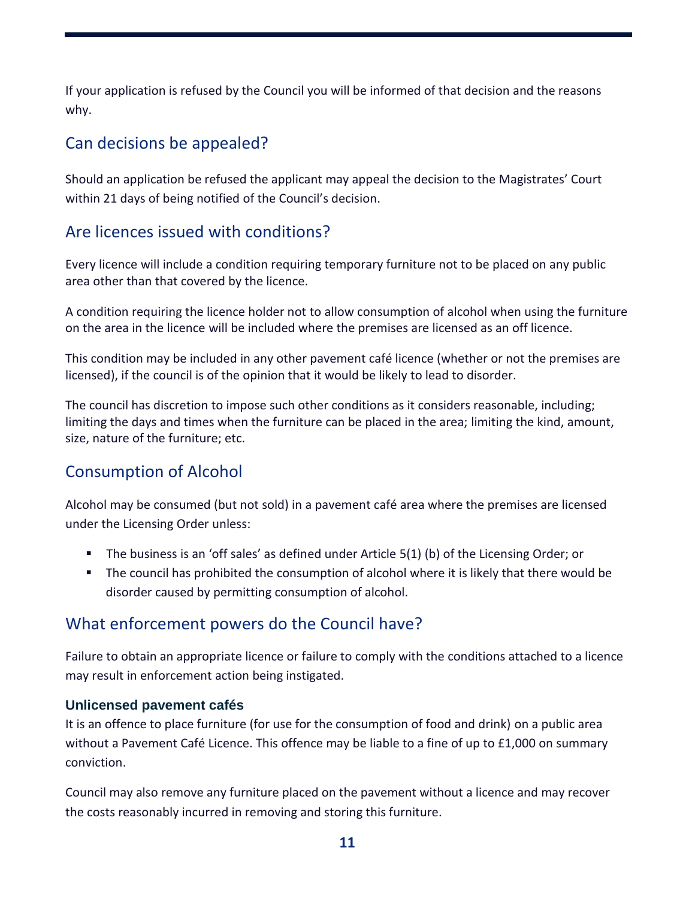If your application is refused by the Council you will be informed of that decision and the reasons why.

## Can decisions be appealed?

Should an application be refused the applicant may appeal the decision to the Magistrates' Court within 21 days of being notified of the Council's decision.

## Are licences issued with conditions?

Every licence will include a condition requiring temporary furniture not to be placed on any public area other than that covered by the licence.

A condition requiring the licence holder not to allow consumption of alcohol when using the furniture on the area in the licence will be included where the premises are licensed as an off licence.

This condition may be included in any other pavement café licence (whether or not the premises are licensed), if the council is of the opinion that it would be likely to lead to disorder.

The council has discretion to impose such other conditions as it considers reasonable, including; limiting the days and times when the furniture can be placed in the area; limiting the kind, amount, size, nature of the furniture; etc.

## Consumption of Alcohol

Alcohol may be consumed (but not sold) in a pavement café area where the premises are licensed under the Licensing Order unless:

- The business is an 'off sales' as defined under Article 5(1) (b) of the Licensing Order; or
- The council has prohibited the consumption of alcohol where it is likely that there would be disorder caused by permitting consumption of alcohol.

## What enforcement powers do the Council have?

Failure to obtain an appropriate licence or failure to comply with the conditions attached to a licence may result in enforcement action being instigated.

### Unlicensed pavement cafés

It is an offence to place furniture (for use for the consumption of food and drink) on a public area without a Pavement Café Licence. This offence may be liable to a fine of up to £1,000 on summary conviction.

Council may also remove any furniture placed on the pavement without a licence and may recover the costs reasonably incurred in removing and storing this furniture.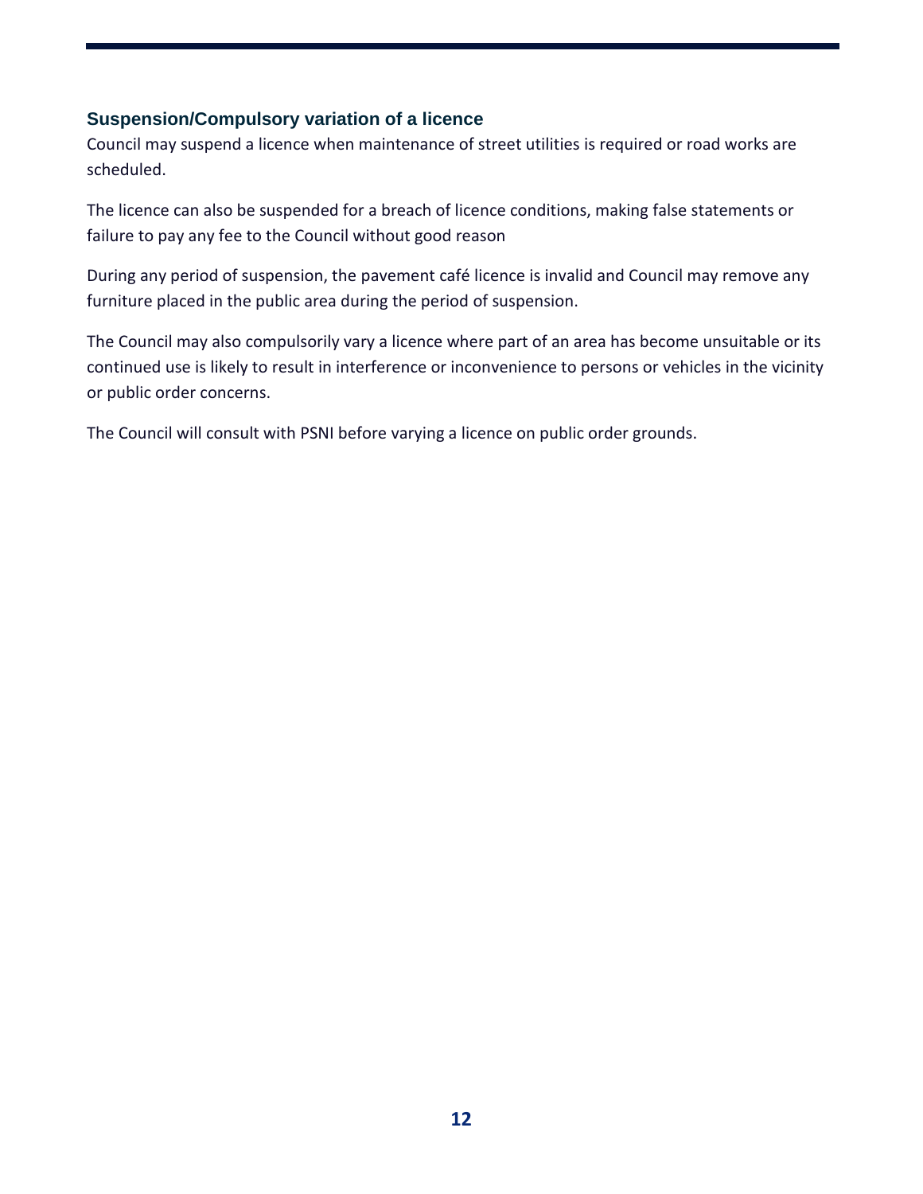### Suspension/Compulsory variation of a licence

Council may suspend a licence when maintenance of street utilities is required or road works are scheduled.

The licence can also be suspended for a breach of licence conditions, making false statements or failure to pay any fee to the Council without good reason

During any period of suspension, the pavement café licence is invalid and Council may remove any furniture placed in the public area during the period of suspension.

The Council may also compulsorily vary a licence where part of an area has become unsuitable or its continued use is likely to result in interference or inconvenience to persons or vehicles in the vicinity or public order concerns.

The Council will consult with PSNI before varying a licence on public order grounds.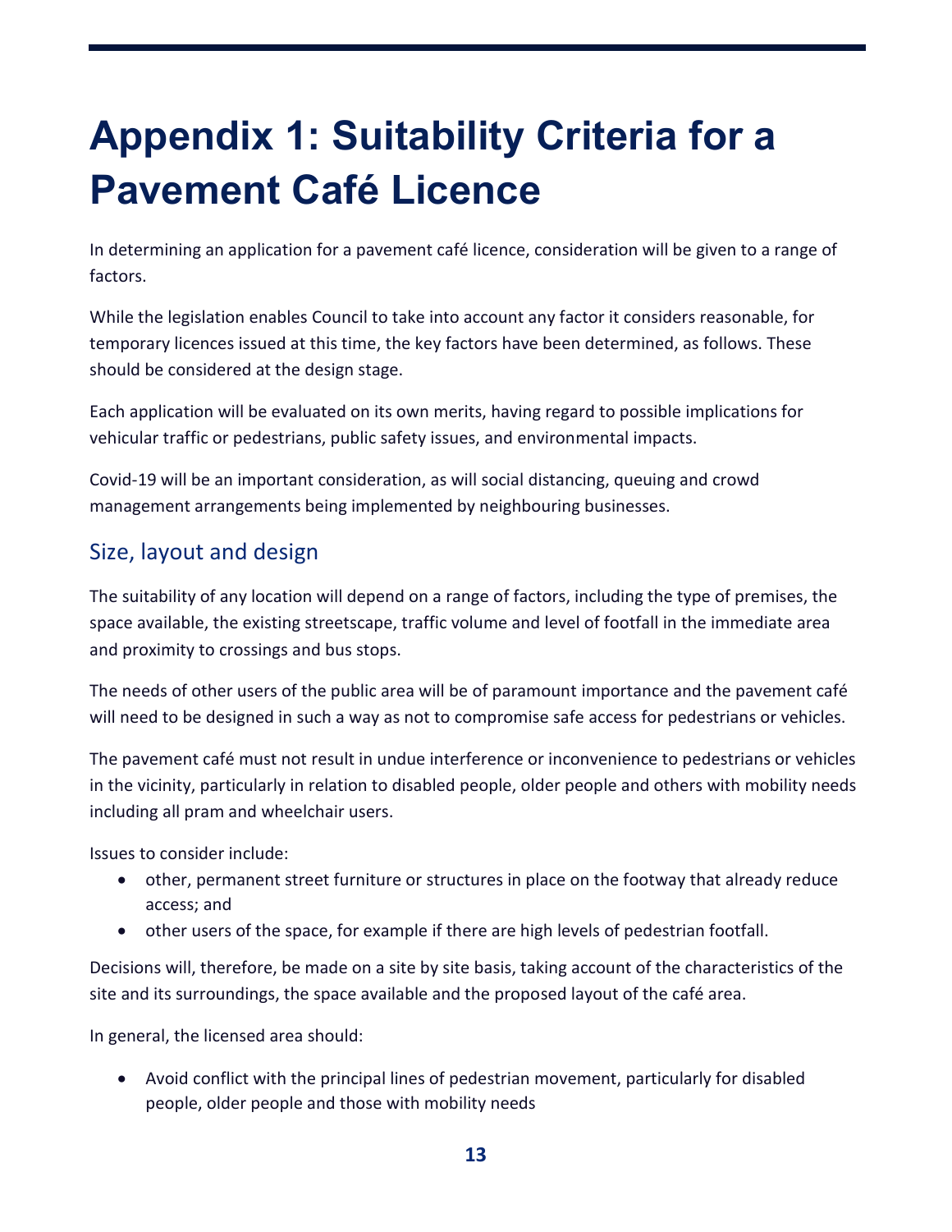# Appendix 1: Suitability Criteria for a Pavement Café Licence

In determining an application for a pavement café licence, consideration will be given to a range of factors.

While the legislation enables Council to take into account any factor it considers reasonable, for temporary licences issued at this time, the key factors have been determined, as follows. These should be considered at the design stage.

Each application will be evaluated on its own merits, having regard to possible implications for vehicular traffic or pedestrians, public safety issues, and environmental impacts.

Covid-19 will be an important consideration, as will social distancing, queuing and crowd management arrangements being implemented by neighbouring businesses.

## Size, layout and design

The suitability of any location will depend on a range of factors, including the type of premises, the space available, the existing streetscape, traffic volume and level of footfall in the immediate area and proximity to crossings and bus stops.

The needs of other users of the public area will be of paramount importance and the pavement café will need to be designed in such a way as not to compromise safe access for pedestrians or vehicles.

The pavement café must not result in undue interference or inconvenience to pedestrians or vehicles in the vicinity, particularly in relation to disabled people, older people and others with mobility needs including all pram and wheelchair users.

Issues to consider include:

- other, permanent street furniture or structures in place on the footway that already reduce access; and
- other users of the space, for example if there are high levels of pedestrian footfall.

Decisions will, therefore, be made on a site by site basis, taking account of the characteristics of the site and its surroundings, the space available and the proposed layout of the café area.

In general, the licensed area should:

- Avoid conflict with the principal lines of pedestrian movement, particularly for disabled people, older people and those with mobility needs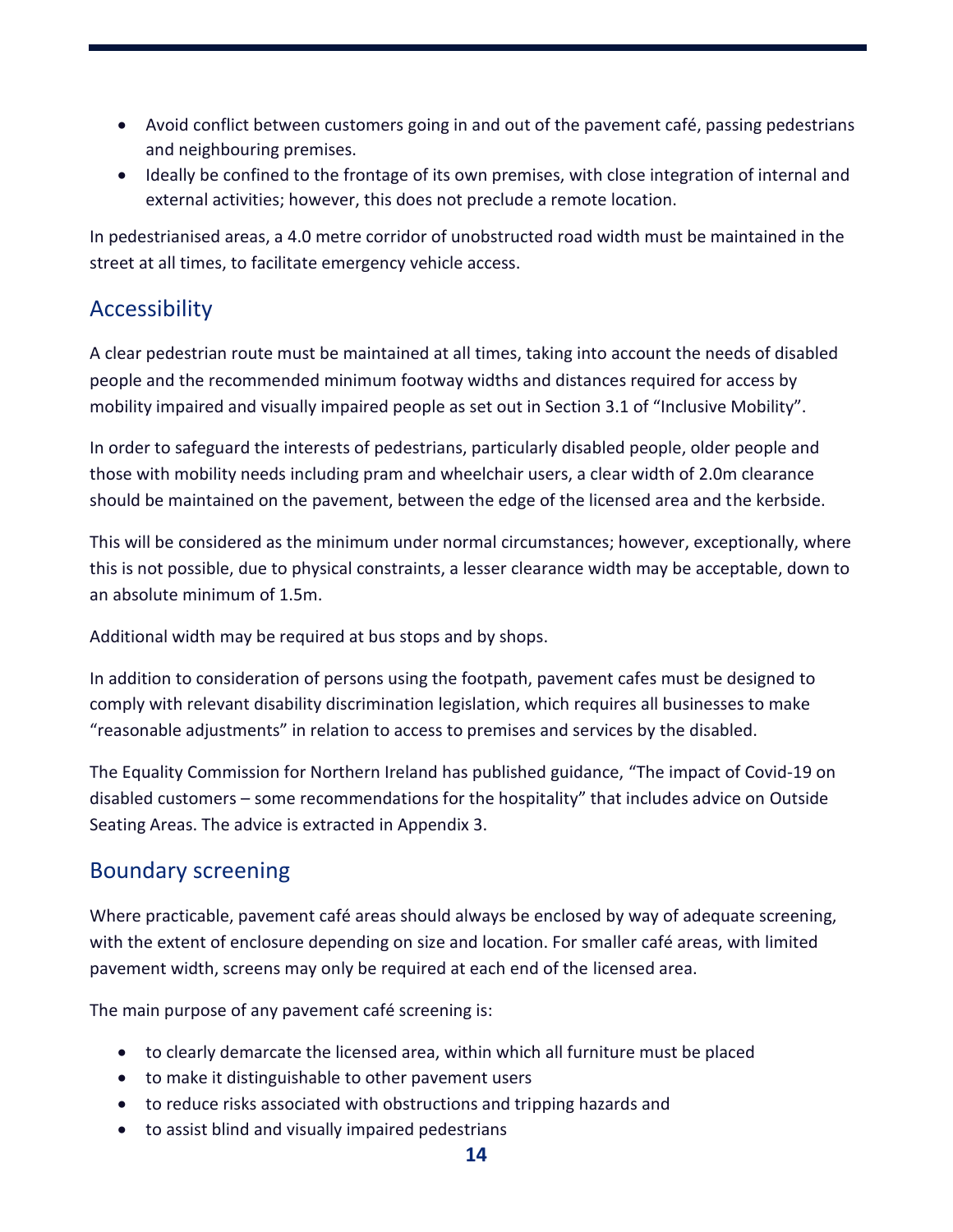- Avoid conflict between customers going in and out of the pavement café, passing pedestrians and neighbouring premises.
- Ideally be confined to the frontage of its own premises, with close integration of internal and external activities; however, this does not preclude a remote location.

In pedestrianised areas, a 4.0 metre corridor of unobstructed road width must be maintained in the street at all times, to facilitate emergency vehicle access.

## Accessibility

A clear pedestrian route must be maintained at all times, taking into account the needs of disabled people and the recommended minimum footway widths and distances required for access by mobility impaired and visually impaired people as set out in Section 3.1 of "Inclusive Mobility".

In order to safeguard the interests of pedestrians, particularly disabled people, older people and those with mobility needs including pram and wheelchair users, a clear width of 2.0m clearance should be maintained on the pavement, between the edge of the licensed area and the kerbside.

This will be considered as the minimum under normal circumstances; however, exceptionally, where this is not possible, due to physical constraints, a lesser clearance width may be acceptable, down to an absolute minimum of 1.5m.

Additional width may be required at bus stops and by shops.

In addition to consideration of persons using the footpath, pavement cafes must be designed to comply with relevant disability discrimination legislation, which requires all businesses to make "reasonable adjustments" in relation to access to premises and services by the disabled.

The Equality Commission for Northern Ireland has published guidance, "The impact of Covid-19 on disabled customers – some recommendations for the hospitality" that includes advice on Outside Seating Areas. The advice is extracted in Appendix 3.

## Boundary screening

Where practicable, pavement café areas should always be enclosed by way of adequate screening, with the extent of enclosure depending on size and location. For smaller café areas, with limited pavement width, screens may only be required at each end of the licensed area.

The main purpose of any pavement café screening is:

- to clearly demarcate the licensed area, within which all furniture must be placed
- to make it distinguishable to other pavement users
- to reduce risks associated with obstructions and tripping hazards and
- to assist blind and visually impaired pedestrians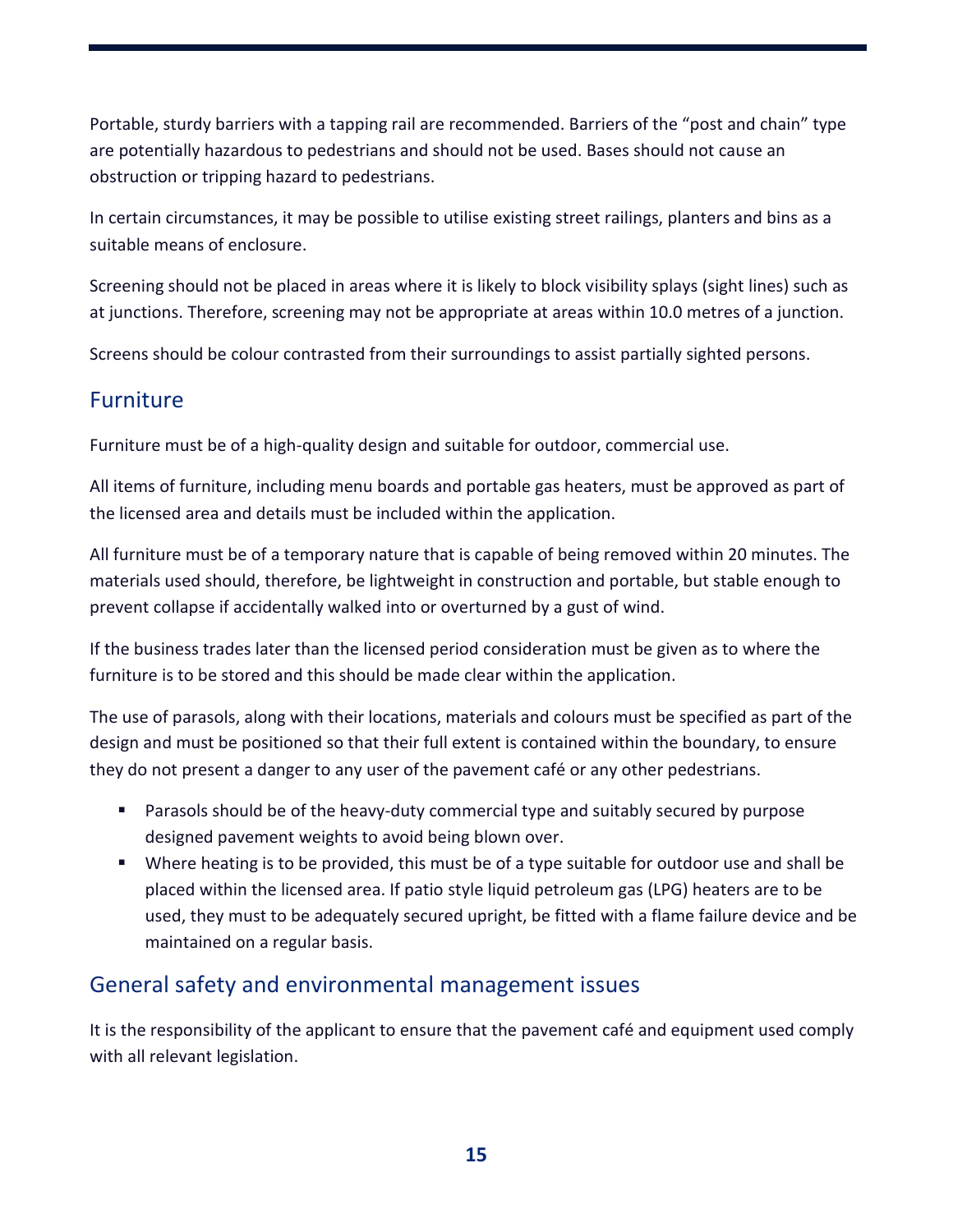Portable, sturdy barriers with a tapping rail are recommended. Barriers of the "post and chain" type are potentially hazardous to pedestrians and should not be used. Bases should not cause an obstruction or tripping hazard to pedestrians.

In certain circumstances, it may be possible to utilise existing street railings, planters and bins as a suitable means of enclosure.

Screening should not be placed in areas where it is likely to block visibility splays (sight lines) such as at junctions. Therefore, screening may not be appropriate at areas within 10.0 metres of a junction.

Screens should be colour contrasted from their surroundings to assist partially sighted persons.

## Furniture

Furniture must be of a high-quality design and suitable for outdoor, commercial use.

All items of furniture, including menu boards and portable gas heaters, must be approved as part of the licensed area and details must be included within the application.

All furniture must be of a temporary nature that is capable of being removed within 20 minutes. The materials used should, therefore, be lightweight in construction and portable, but stable enough to prevent collapse if accidentally walked into or overturned by a gust of wind.

If the business trades later than the licensed period consideration must be given as to where the furniture is to be stored and this should be made clear within the application.

The use of parasols, along with their locations, materials and colours must be specified as part of the design and must be positioned so that their full extent is contained within the boundary, to ensure they do not present a danger to any user of the pavement café or any other pedestrians.

- Parasols should be of the heavy-duty commercial type and suitably secured by purpose designed pavement weights to avoid being blown over.
- Where heating is to be provided, this must be of a type suitable for outdoor use and shall be placed within the licensed area. If patio style liquid petroleum gas (LPG) heaters are to be used, they must to be adequately secured upright, be fitted with a flame failure device and be maintained on a regular basis.

## General safety and environmental management issues

It is the responsibility of the applicant to ensure that the pavement café and equipment used comply with all relevant legislation.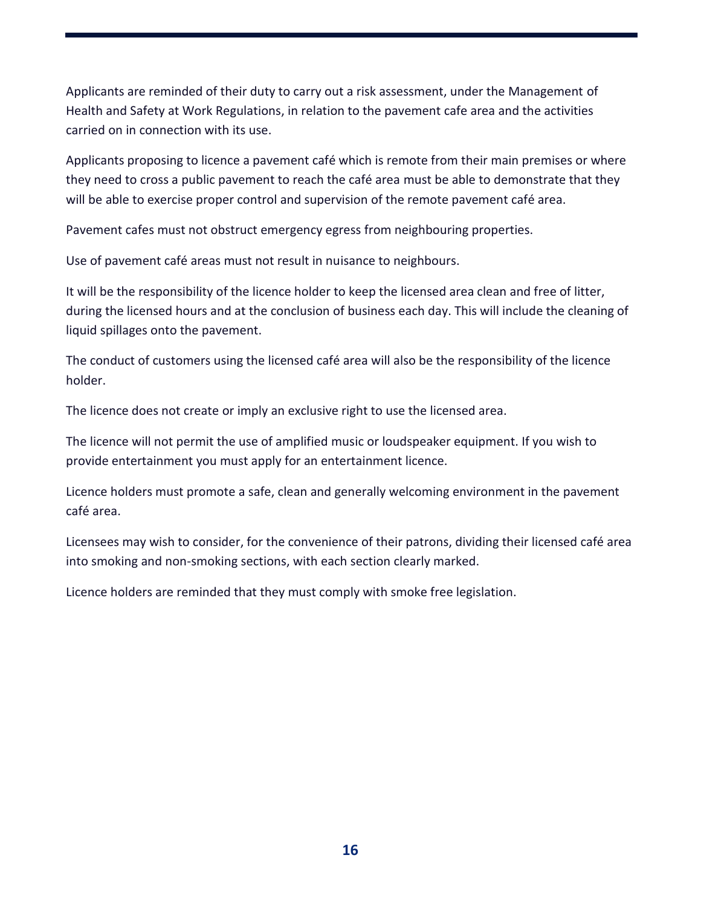Applicants are reminded of their duty to carry out a risk assessment, under the Management of Health and Safety at Work Regulations, in relation to the pavement cafe area and the activities carried on in connection with its use.

Applicants proposing to licence a pavement café which is remote from their main premises or where they need to cross a public pavement to reach the café area must be able to demonstrate that they will be able to exercise proper control and supervision of the remote pavement café area.

Pavement cafes must not obstruct emergency egress from neighbouring properties.

Use of pavement café areas must not result in nuisance to neighbours.

It will be the responsibility of the licence holder to keep the licensed area clean and free of litter, during the licensed hours and at the conclusion of business each day. This will include the cleaning of liquid spillages onto the pavement.

The conduct of customers using the licensed café area will also be the responsibility of the licence holder.

The licence does not create or imply an exclusive right to use the licensed area.

The licence will not permit the use of amplified music or loudspeaker equipment. If you wish to provide entertainment you must apply for an entertainment licence.

Licence holders must promote a safe, clean and generally welcoming environment in the pavement café area.

Licensees may wish to consider, for the convenience of their patrons, dividing their licensed café area into smoking and non-smoking sections, with each section clearly marked.

Licence holders are reminded that they must comply with smoke free legislation.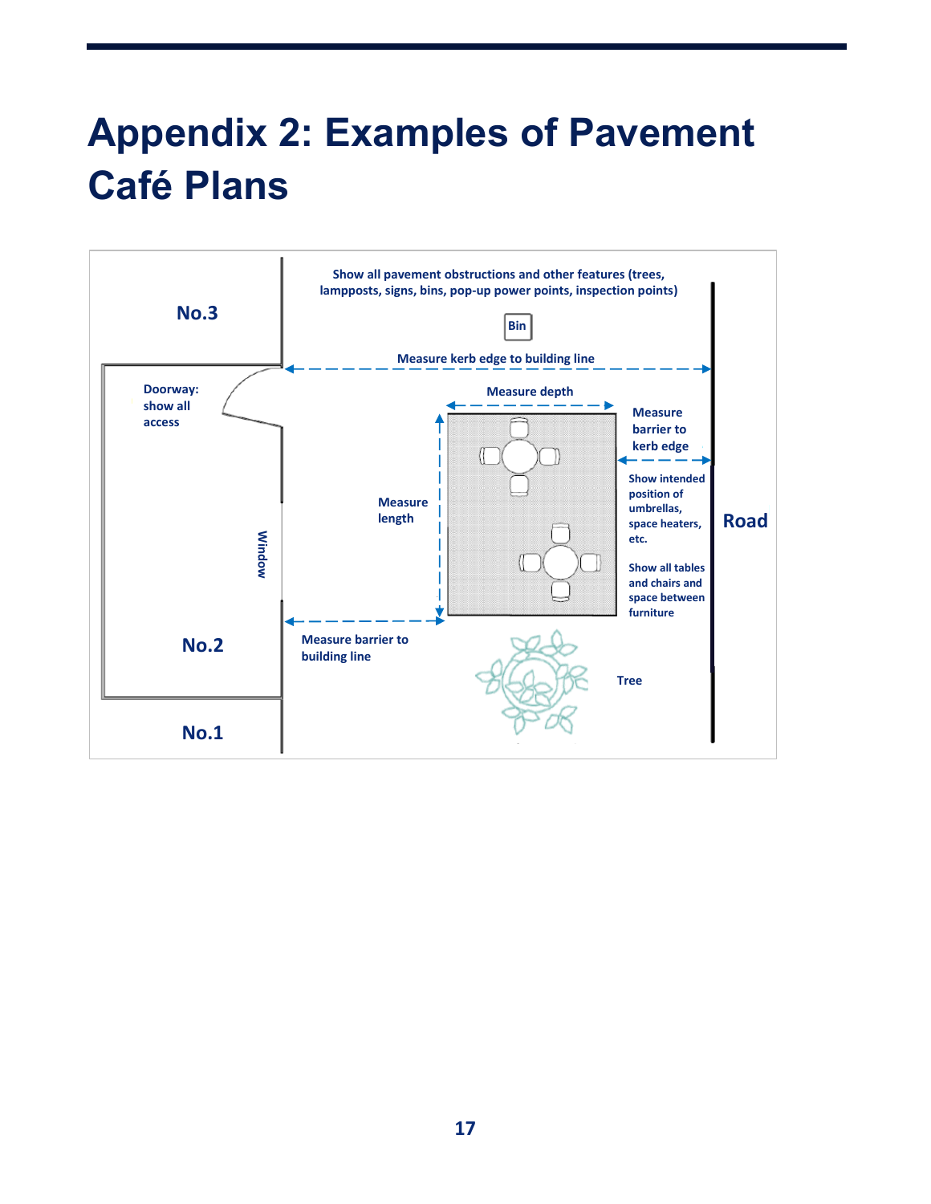# Appendix 2: Examples of Pavement Café Plans

No.3

Show all pavement obstructions and other features (trees, lampposts, signs, bins, pop-up power points, inspection points)

Bin

Measure kerb edge to building line

Doorway: show all access

Measure depth

Measure barrier to kerb edge

Measure length

Show intended position of umbrellas, space heaters, etc.

Road

Window

Show all tables and chairs and space between furniture

Measure barrier to building line

No.2

Tree

No.1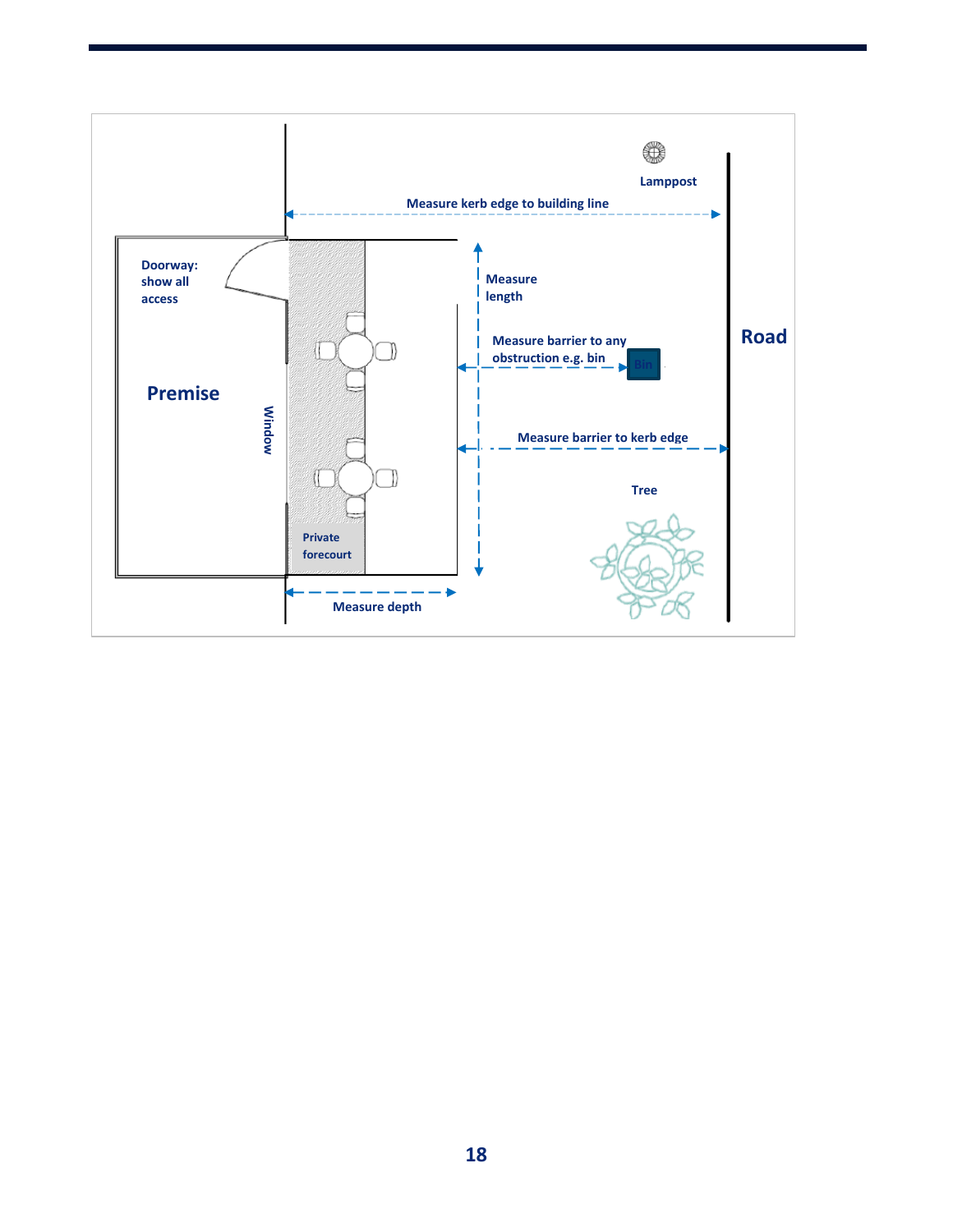Lamppost

Measure kerb edge to building line

Doorway: show all access

Measure length

Measure barrier to any obstruction e.g. bin

Bin

Road

Premise

Window

Measure barrier to kerb edge

Tree

Private forecourt

Measure depth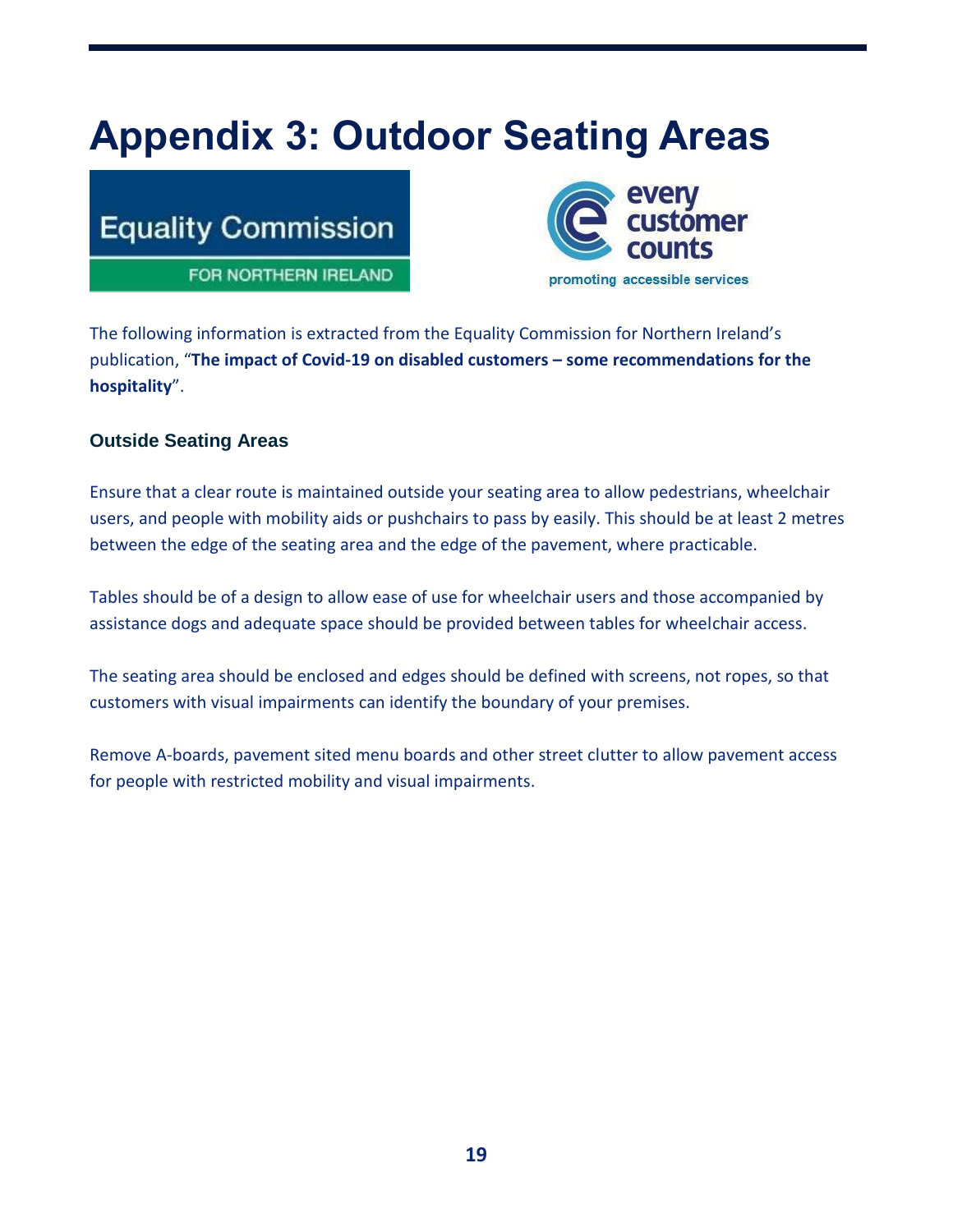# Appendix 3: Outdoor Seating Areas

The following information is extracted from the Equality Commission for Northern Ireland's publication, "**The impact of Covid-19 on disabled customers – some recommendations for the hospitality**".

### Outside Seating Areas

Ensure that a clear route is maintained outside your seating area to allow pedestrians, wheelchair users, and people with mobility aids or pushchairs to pass by easily. This should be at least 2 metres between the edge of the seating area and the edge of the pavement, where practicable.

Tables should be of a design to allow ease of use for wheelchair users and those accompanied by assistance dogs and adequate space should be provided between tables for wheelchair access.

The seating area should be enclosed and edges should be defined with screens, not ropes, so that customers with visual impairments can identify the boundary of your premises.

Remove A-boards, pavement sited menu boards and other street clutter to allow pavement access for people with restricted mobility and visual impairments.